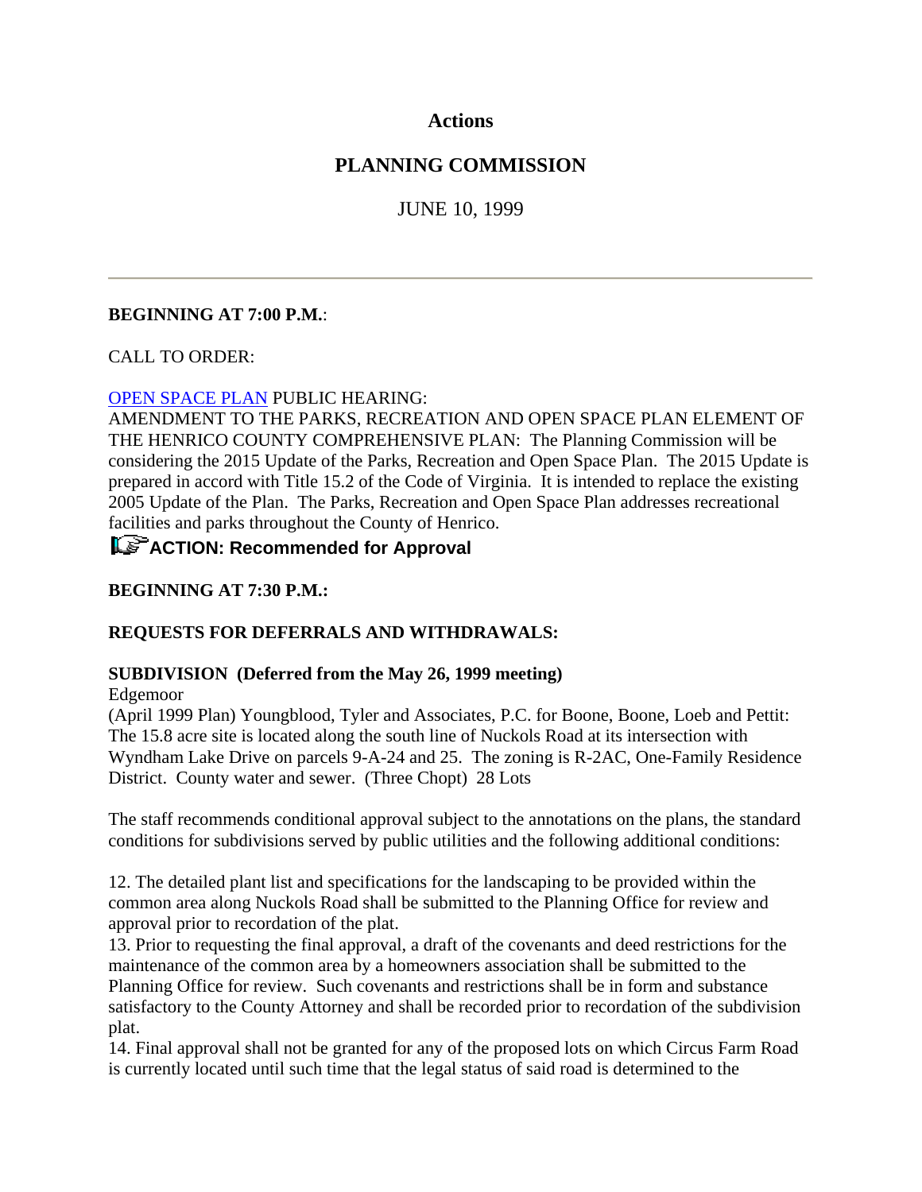# Actions

## PLANNING COMMISSION

JUNE 10, 1999

---

**BEGINNING AT 7:00 P.M.**:

CALL TO ORDER:

OPEN SPACE PLAN PUBLIC HEARING:
AMENDMENT TO THE PARKS, RECREATION AND OPEN SPACE PLAN ELEMENT OF THE HENRICO COUNTY COMPREHENSIVE PLAN: The Planning Commission will be considering the 2015 Update of the Parks, Recreation and Open Space Plan. The 2015 Update is prepared in accord with Title 15.2 of the Code of Virginia. It is intended to replace the existing 2005 Update of the Plan. The Parks, Recreation and Open Space Plan addresses recreational facilities and parks throughout the County of Henrico.

**ACTION: Recommended for Approval**

**BEGINNING AT 7:30 P.M.:**

**REQUESTS FOR DEFERRALS AND WITHDRAWALS:**

**SUBDIVISION (Deferred from the May 26, 1999 meeting)**
Edgemoor
(April 1999 Plan) Youngblood, Tyler and Associates, P.C. for Boone, Boone, Loeb and Pettit: The 15.8 acre site is located along the south line of Nuckols Road at its intersection with Wyndham Lake Drive on parcels 9-A-24 and 25. The zoning is R-2AC, One-Family Residence District. County water and sewer. (Three Chopt) 28 Lots

The staff recommends conditional approval subject to the annotations on the plans, the standard conditions for subdivisions served by public utilities and the following additional conditions:

12. The detailed plant list and specifications for the landscaping to be provided within the common area along Nuckols Road shall be submitted to the Planning Office for review and approval prior to recordation of the plat.
13. Prior to requesting the final approval, a draft of the covenants and deed restrictions for the maintenance of the common area by a homeowners association shall be submitted to the Planning Office for review. Such covenants and restrictions shall be in form and substance satisfactory to the County Attorney and shall be recorded prior to recordation of the subdivision plat.
14. Final approval shall not be granted for any of the proposed lots on which Circus Farm Road is currently located until such time that the legal status of said road is determined to the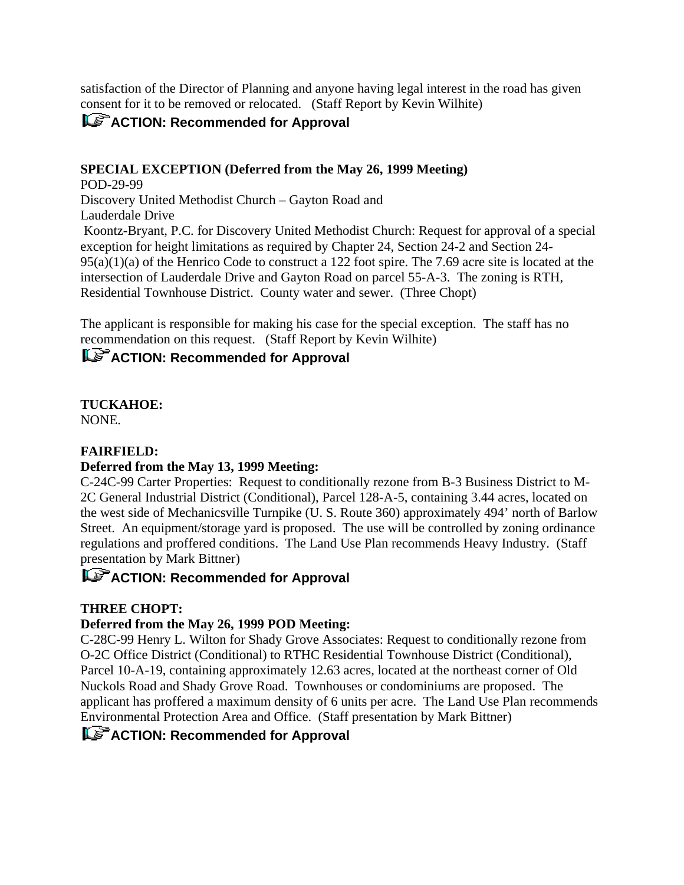satisfaction of the Director of Planning and anyone having legal interest in the road has given consent for it to be removed or relocated. (Staff Report by Kevin Wilhite)

**ACTION: Recommended for Approval**

**SPECIAL EXCEPTION (Deferred from the May 26, 1999 Meeting)**

POD-29-99
Discovery United Methodist Church – Gayton Road and Lauderdale Drive
Koontz-Bryant, P.C. for Discovery United Methodist Church: Request for approval of a special exception for height limitations as required by Chapter 24, Section 24-2 and Section 24-95(a)(1)(a) of the Henrico Code to construct a 122 foot spire. The 7.69 acre site is located at the intersection of Lauderdale Drive and Gayton Road on parcel 55-A-3. The zoning is RTH, Residential Townhouse District. County water and sewer. (Three Chopt)

The applicant is responsible for making his case for the special exception. The staff has no recommendation on this request. (Staff Report by Kevin Wilhite)

**ACTION: Recommended for Approval**

**TUCKAHOE:**
NONE.

**FAIRFIELD:**
**Deferred from the May 13, 1999 Meeting:**
C-24C-99 Carter Properties: Request to conditionally rezone from B-3 Business District to M-2C General Industrial District (Conditional), Parcel 128-A-5, containing 3.44 acres, located on the west side of Mechanicsville Turnpike (U. S. Route 360) approximately 494' north of Barlow Street. An equipment/storage yard is proposed. The use will be controlled by zoning ordinance regulations and proffered conditions. The Land Use Plan recommends Heavy Industry. (Staff presentation by Mark Bittner)

**ACTION: Recommended for Approval**

**THREE CHOPT:**
**Deferred from the May 26, 1999 POD Meeting:**
C-28C-99 Henry L. Wilton for Shady Grove Associates: Request to conditionally rezone from O-2C Office District (Conditional) to RTHC Residential Townhouse District (Conditional), Parcel 10-A-19, containing approximately 12.63 acres, located at the northeast corner of Old Nuckols Road and Shady Grove Road. Townhouses or condominiums are proposed. The applicant has proffered a maximum density of 6 units per acre. The Land Use Plan recommends Environmental Protection Area and Office. (Staff presentation by Mark Bittner)

**ACTION: Recommended for Approval**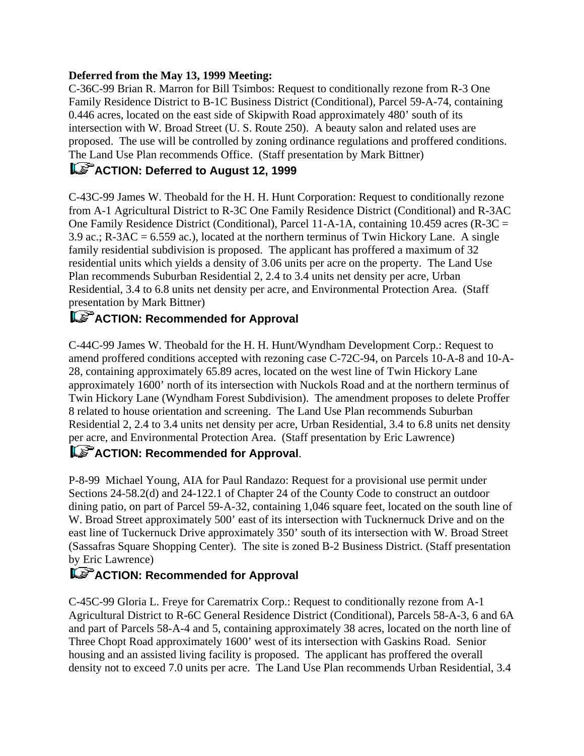**Deferred from the May 13, 1999 Meeting:**

C-36C-99 Brian R. Marron for Bill Tsimbos: Request to conditionally rezone from R-3 One Family Residence District to B-1C Business District (Conditional), Parcel 59-A-74, containing 0.446 acres, located on the east side of Skipwith Road approximately 480' south of its intersection with W. Broad Street (U. S. Route 250). A beauty salon and related uses are proposed. The use will be controlled by zoning ordinance regulations and proffered conditions. The Land Use Plan recommends Office. (Staff presentation by Mark Bittner)

**ACTION: Deferred to August 12, 1999**

C-43C-99 James W. Theobald for the H. H. Hunt Corporation: Request to conditionally rezone from A-1 Agricultural District to R-3C One Family Residence District (Conditional) and R-3AC One Family Residence District (Conditional), Parcel 11-A-1A, containing 10.459 acres (R-3C = 3.9 ac.; R-3AC = 6.559 ac.), located at the northern terminus of Twin Hickory Lane. A single family residential subdivision is proposed. The applicant has proffered a maximum of 32 residential units which yields a density of 3.06 units per acre on the property. The Land Use Plan recommends Suburban Residential 2, 2.4 to 3.4 units net density per acre, Urban Residential, 3.4 to 6.8 units net density per acre, and Environmental Protection Area. (Staff presentation by Mark Bittner)

**ACTION: Recommended for Approval**

C-44C-99 James W. Theobald for the H. H. Hunt/Wyndham Development Corp.: Request to amend proffered conditions accepted with rezoning case C-72C-94, on Parcels 10-A-8 and 10-A-28, containing approximately 65.89 acres, located on the west line of Twin Hickory Lane approximately 1600' north of its intersection with Nuckols Road and at the northern terminus of Twin Hickory Lane (Wyndham Forest Subdivision). The amendment proposes to delete Proffer 8 related to house orientation and screening. The Land Use Plan recommends Suburban Residential 2, 2.4 to 3.4 units net density per acre, Urban Residential, 3.4 to 6.8 units net density per acre, and Environmental Protection Area. (Staff presentation by Eric Lawrence)

**ACTION: Recommended for Approval**.

P-8-99 Michael Young, AIA for Paul Randazo: Request for a provisional use permit under Sections 24-58.2(d) and 24-122.1 of Chapter 24 of the County Code to construct an outdoor dining patio, on part of Parcel 59-A-32, containing 1,046 square feet, located on the south line of W. Broad Street approximately 500' east of its intersection with Tucknernuck Drive and on the east line of Tuckernuck Drive approximately 350' south of its intersection with W. Broad Street (Sassafras Square Shopping Center). The site is zoned B-2 Business District. (Staff presentation by Eric Lawrence)

**ACTION: Recommended for Approval**

C-45C-99 Gloria L. Freye for Carematrix Corp.: Request to conditionally rezone from A-1 Agricultural District to R-6C General Residence District (Conditional), Parcels 58-A-3, 6 and 6A and part of Parcels 58-A-4 and 5, containing approximately 38 acres, located on the north line of Three Chopt Road approximately 1600' west of its intersection with Gaskins Road. Senior housing and an assisted living facility is proposed. The applicant has proffered the overall density not to exceed 7.0 units per acre. The Land Use Plan recommends Urban Residential, 3.4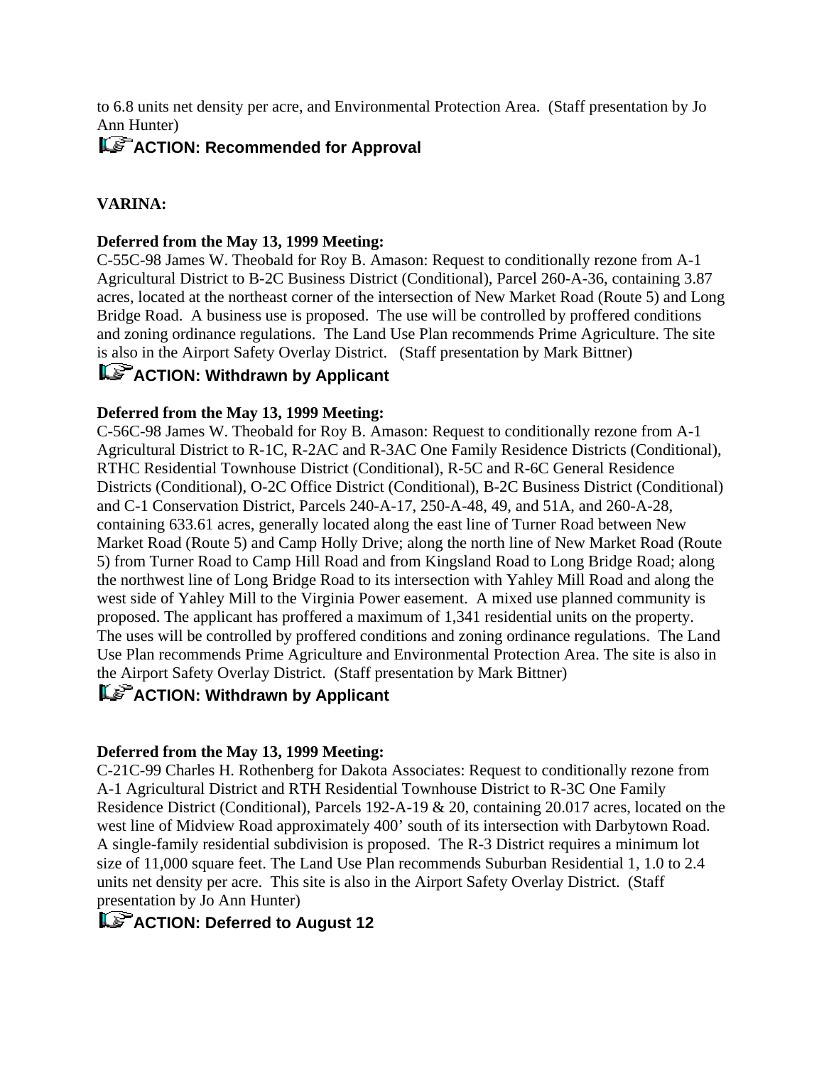to 6.8 units net density per acre, and Environmental Protection Area. (Staff presentation by Jo Ann Hunter)

**ACTION: Recommended for Approval**

**VARINA:**

**Deferred from the May 13, 1999 Meeting:**
C-55C-98 James W. Theobald for Roy B. Amason: Request to conditionally rezone from A-1 Agricultural District to B-2C Business District (Conditional), Parcel 260-A-36, containing 3.87 acres, located at the northeast corner of the intersection of New Market Road (Route 5) and Long Bridge Road. A business use is proposed. The use will be controlled by proffered conditions and zoning ordinance regulations. The Land Use Plan recommends Prime Agriculture. The site is also in the Airport Safety Overlay District. (Staff presentation by Mark Bittner)

**ACTION: Withdrawn by Applicant**

**Deferred from the May 13, 1999 Meeting:**
C-56C-98 James W. Theobald for Roy B. Amason: Request to conditionally rezone from A-1 Agricultural District to R-1C, R-2AC and R-3AC One Family Residence Districts (Conditional), RTHC Residential Townhouse District (Conditional), R-5C and R-6C General Residence Districts (Conditional), O-2C Office District (Conditional), B-2C Business District (Conditional) and C-1 Conservation District, Parcels 240-A-17, 250-A-48, 49, and 51A, and 260-A-28, containing 633.61 acres, generally located along the east line of Turner Road between New Market Road (Route 5) and Camp Holly Drive; along the north line of New Market Road (Route 5) from Turner Road to Camp Hill Road and from Kingsland Road to Long Bridge Road; along the northwest line of Long Bridge Road to its intersection with Yahley Mill Road and along the west side of Yahley Mill to the Virginia Power easement. A mixed use planned community is proposed. The applicant has proffered a maximum of 1,341 residential units on the property. The uses will be controlled by proffered conditions and zoning ordinance regulations. The Land Use Plan recommends Prime Agriculture and Environmental Protection Area. The site is also in the Airport Safety Overlay District. (Staff presentation by Mark Bittner)

**ACTION: Withdrawn by Applicant**

**Deferred from the May 13, 1999 Meeting:**
C-21C-99 Charles H. Rothenberg for Dakota Associates: Request to conditionally rezone from A-1 Agricultural District and RTH Residential Townhouse District to R-3C One Family Residence District (Conditional), Parcels 192-A-19 & 20, containing 20.017 acres, located on the west line of Midview Road approximately 400' south of its intersection with Darbytown Road. A single-family residential subdivision is proposed. The R-3 District requires a minimum lot size of 11,000 square feet. The Land Use Plan recommends Suburban Residential 1, 1.0 to 2.4 units net density per acre. This site is also in the Airport Safety Overlay District. (Staff presentation by Jo Ann Hunter)

**ACTION: Deferred to August 12**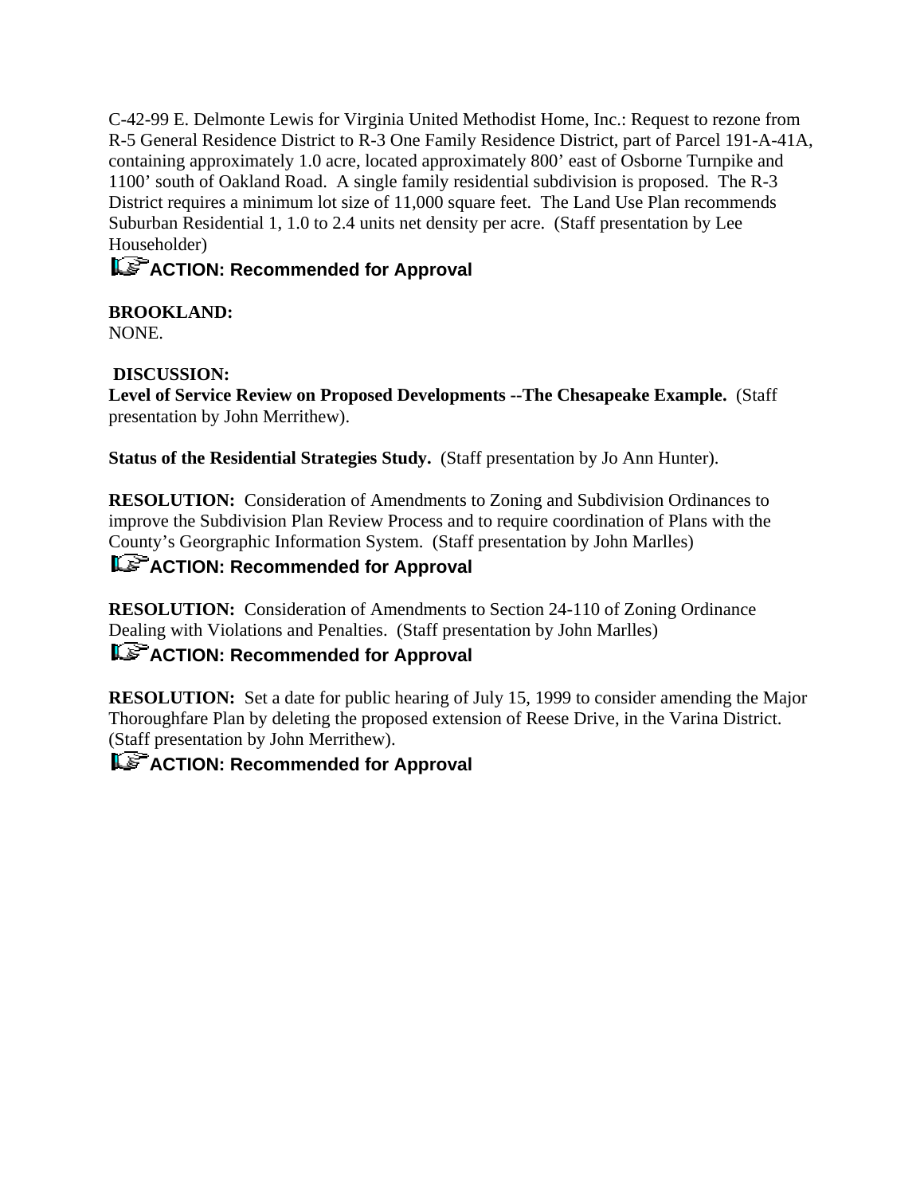C-42-99 E. Delmonte Lewis for Virginia United Methodist Home, Inc.: Request to rezone from R-5 General Residence District to R-3 One Family Residence District, part of Parcel 191-A-41A, containing approximately 1.0 acre, located approximately 800' east of Osborne Turnpike and 1100' south of Oakland Road. A single family residential subdivision is proposed. The R-3 District requires a minimum lot size of 11,000 square feet. The Land Use Plan recommends Suburban Residential 1, 1.0 to 2.4 units net density per acre. (Staff presentation by Lee Householder)

☞ **ACTION: Recommended for Approval**

**BROOKLAND:**
NONE.

**DISCUSSION:**
**Level of Service Review on Proposed Developments --The Chesapeake Example.** (Staff presentation by John Merrithew).

**Status of the Residential Strategies Study.** (Staff presentation by Jo Ann Hunter).

**RESOLUTION:** Consideration of Amendments to Zoning and Subdivision Ordinances to improve the Subdivision Plan Review Process and to require coordination of Plans with the County's Georgraphic Information System. (Staff presentation by John Marlles)

☞ **ACTION: Recommended for Approval**

**RESOLUTION:** Consideration of Amendments to Section 24-110 of Zoning Ordinance Dealing with Violations and Penalties. (Staff presentation by John Marlles)

☞ **ACTION: Recommended for Approval**

**RESOLUTION:** Set a date for public hearing of July 15, 1999 to consider amending the Major Thoroughfare Plan by deleting the proposed extension of Reese Drive, in the Varina District. (Staff presentation by John Merrithew).

☞ **ACTION: Recommended for Approval**